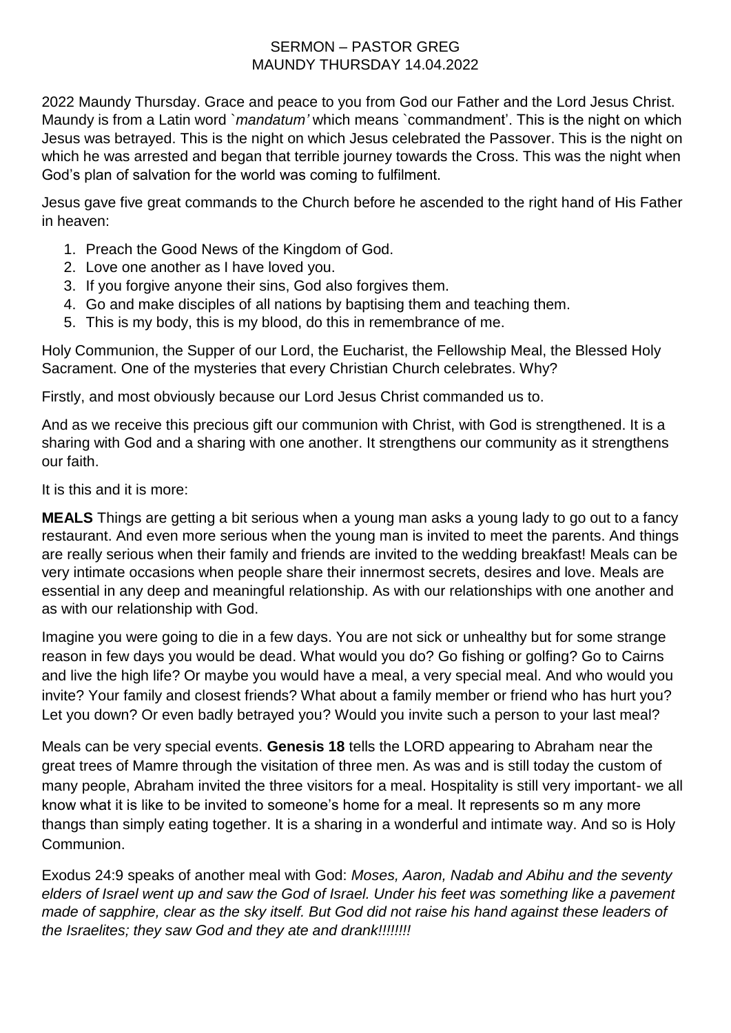# SERMON – PASTOR GREG
## MAUNDY THURSDAY 14.04.2022

2022 Maundy Thursday. Grace and peace to you from God our Father and the Lord Jesus Christ. Maundy is from a Latin word `*mandatum'* which means `commandment'. This is the night on which Jesus was betrayed. This is the night on which Jesus celebrated the Passover. This is the night on which he was arrested and began that terrible journey towards the Cross. This was the night when God's plan of salvation for the world was coming to fulfilment.

Jesus gave five great commands to the Church before he ascended to the right hand of His Father in heaven:

1. Preach the Good News of the Kingdom of God.
2. Love one another as I have loved you.
3. If you forgive anyone their sins, God also forgives them.
4. Go and make disciples of all nations by baptising them and teaching them.
5. This is my body, this is my blood, do this in remembrance of me.

Holy Communion, the Supper of our Lord, the Eucharist, the Fellowship Meal, the Blessed Holy Sacrament. One of the mysteries that every Christian Church celebrates. Why?

Firstly, and most obviously because our Lord Jesus Christ commanded us to.

And as we receive this precious gift our communion with Christ, with God is strengthened. It is a sharing with God and a sharing with one another. It strengthens our community as it strengthens our faith.

It is this and it is more:

**MEALS** Things are getting a bit serious when a young man asks a young lady to go out to a fancy restaurant. And even more serious when the young man is invited to meet the parents. And things are really serious when their family and friends are invited to the wedding breakfast! Meals can be very intimate occasions when people share their innermost secrets, desires and love. Meals are essential in any deep and meaningful relationship. As with our relationships with one another and as with our relationship with God.

Imagine you were going to die in a few days. You are not sick or unhealthy but for some strange reason in few days you would be dead. What would you do? Go fishing or golfing? Go to Cairns and live the high life? Or maybe you would have a meal, a very special meal. And who would you invite? Your family and closest friends? What about a family member or friend who has hurt you? Let you down? Or even badly betrayed you? Would you invite such a person to your last meal?

Meals can be very special events. **Genesis 18** tells the LORD appearing to Abraham near the great trees of Mamre through the visitation of three men. As was and is still today the custom of many people, Abraham invited the three visitors for a meal. Hospitality is still very important- we all know what it is like to be invited to someone's home for a meal. It represents so m any more thangs than simply eating together. It is a sharing in a wonderful and intimate way. And so is Holy Communion.

Exodus 24:9 speaks of another meal with God: *Moses, Aaron, Nadab and Abihu and the seventy elders of Israel went up and saw the God of Israel. Under his feet was something like a pavement made of sapphire, clear as the sky itself. But God did not raise his hand against these leaders of the Israelites; they saw God and they ate and drank!!!!!!!!*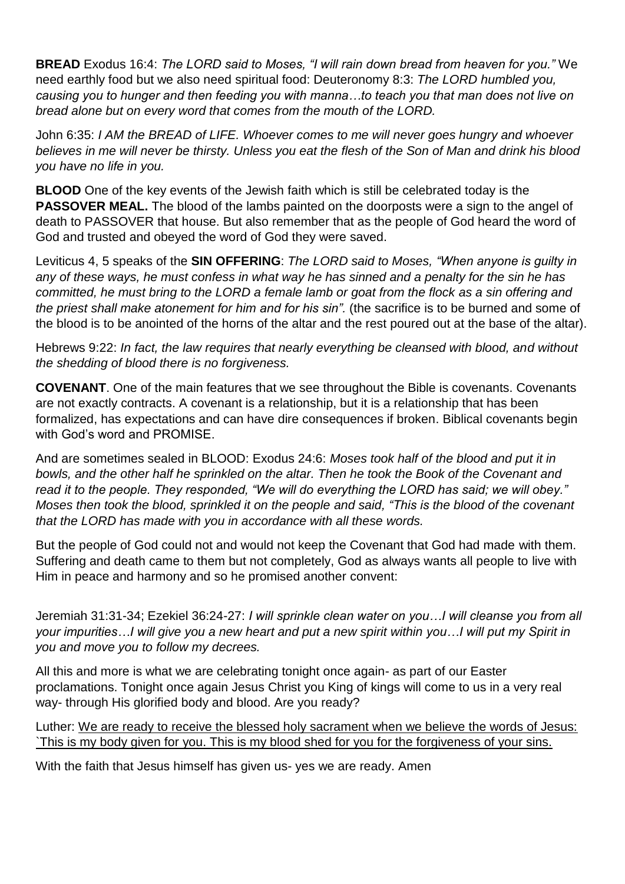**BREAD** Exodus 16:4: *The LORD said to Moses, "I will rain down bread from heaven for you."* We need earthly food but we also need spiritual food: Deuteronomy 8:3: *The LORD humbled you, causing you to hunger and then feeding you with manna…to teach you that man does not live on bread alone but on every word that comes from the mouth of the LORD.*

John 6:35: *I AM the BREAD of LIFE. Whoever comes to me will never goes hungry and whoever believes in me will never be thirsty. Unless you eat the flesh of the Son of Man and drink his blood you have no life in you.*

**BLOOD** One of the key events of the Jewish faith which is still be celebrated today is the **PASSOVER MEAL.** The blood of the lambs painted on the doorposts were a sign to the angel of death to PASSOVER that house. But also remember that as the people of God heard the word of God and trusted and obeyed the word of God they were saved.

Leviticus 4, 5 speaks of the **SIN OFFERING**: *The LORD said to Moses, "When anyone is guilty in any of these ways, he must confess in what way he has sinned and a penalty for the sin he has committed, he must bring to the LORD a female lamb or goat from the flock as a sin offering and the priest shall make atonement for him and for his sin".* (the sacrifice is to be burned and some of the blood is to be anointed of the horns of the altar and the rest poured out at the base of the altar).

Hebrews 9:22: *In fact, the law requires that nearly everything be cleansed with blood, and without the shedding of blood there is no forgiveness.*

**COVENANT**. One of the main features that we see throughout the Bible is covenants. Covenants are not exactly contracts. A covenant is a relationship, but it is a relationship that has been formalized, has expectations and can have dire consequences if broken. Biblical covenants begin with God's word and PROMISE.

And are sometimes sealed in BLOOD: Exodus 24:6: *Moses took half of the blood and put it in bowls, and the other half he sprinkled on the altar. Then he took the Book of the Covenant and read it to the people. They responded, "We will do everything the LORD has said; we will obey." Moses then took the blood, sprinkled it on the people and said, "This is the blood of the covenant that the LORD has made with you in accordance with all these words.*

But the people of God could not and would not keep the Covenant that God had made with them. Suffering and death came to them but not completely, God as always wants all people to live with Him in peace and harmony and so he promised another convent:

Jeremiah 31:31-34; Ezekiel 36:24-27: *I will sprinkle clean water on you…I will cleanse you from all your impurities…I will give you a new heart and put a new spirit within you…I will put my Spirit in you and move you to follow my decrees.*

All this and more is what we are celebrating tonight once again- as part of our Easter proclamations. Tonight once again Jesus Christ you King of kings will come to us in a very real way- through His glorified body and blood. Are you ready?

Luther: <u>We are ready to receive the blessed holy sacrament when we believe the words of Jesus: `This is my body given for you. This is my blood shed for you for the forgiveness of your sins.</u>

With the faith that Jesus himself has given us- yes we are ready. Amen